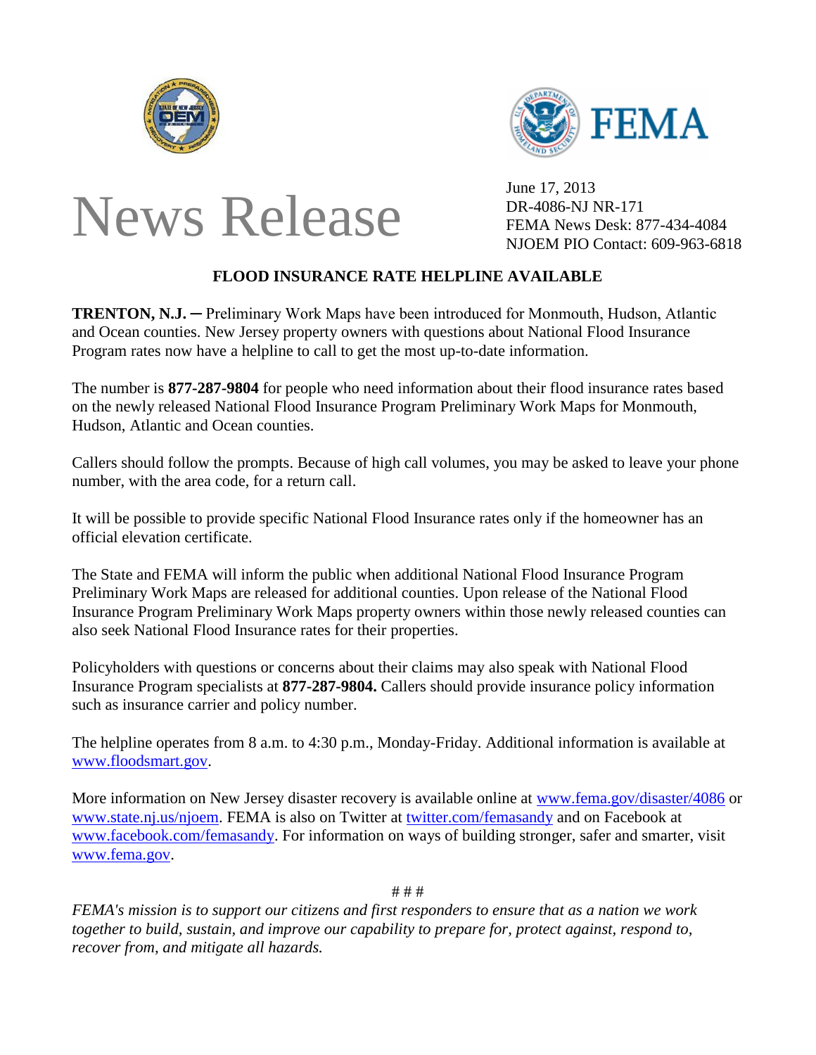# News Release

June 17, 2013
DR-4086-NJ NR-171
FEMA News Desk: 877-434-4084
NJOEM PIO Contact: 609-963-6818

## FLOOD INSURANCE RATE HELPLINE AVAILABLE

**TRENTON, N.J.** ─ Preliminary Work Maps have been introduced for Monmouth, Hudson, Atlantic and Ocean counties. New Jersey property owners with questions about National Flood Insurance Program rates now have a helpline to call to get the most up-to-date information.

The number is **877-287-9804** for people who need information about their flood insurance rates based on the newly released National Flood Insurance Program Preliminary Work Maps for Monmouth, Hudson, Atlantic and Ocean counties.

Callers should follow the prompts. Because of high call volumes, you may be asked to leave your phone number, with the area code, for a return call.

It will be possible to provide specific National Flood Insurance rates only if the homeowner has an official elevation certificate.

The State and FEMA will inform the public when additional National Flood Insurance Program Preliminary Work Maps are released for additional counties. Upon release of the National Flood Insurance Program Preliminary Work Maps property owners within those newly released counties can also seek National Flood Insurance rates for their properties.

Policyholders with questions or concerns about their claims may also speak with National Flood Insurance Program specialists at **877-287-9804.** Callers should provide insurance policy information such as insurance carrier and policy number.

The helpline operates from 8 a.m. to 4:30 p.m., Monday-Friday. Additional information is available at www.floodsmart.gov.

More information on New Jersey disaster recovery is available online at www.fema.gov/disaster/4086 or www.state.nj.us/njoem. FEMA is also on Twitter at twitter.com/femasandy and on Facebook at www.facebook.com/femasandy. For information on ways of building stronger, safer and smarter, visit www.fema.gov.

# # #

*FEMA's mission is to support our citizens and first responders to ensure that as a nation we work together to build, sustain, and improve our capability to prepare for, protect against, respond to, recover from, and mitigate all hazards.*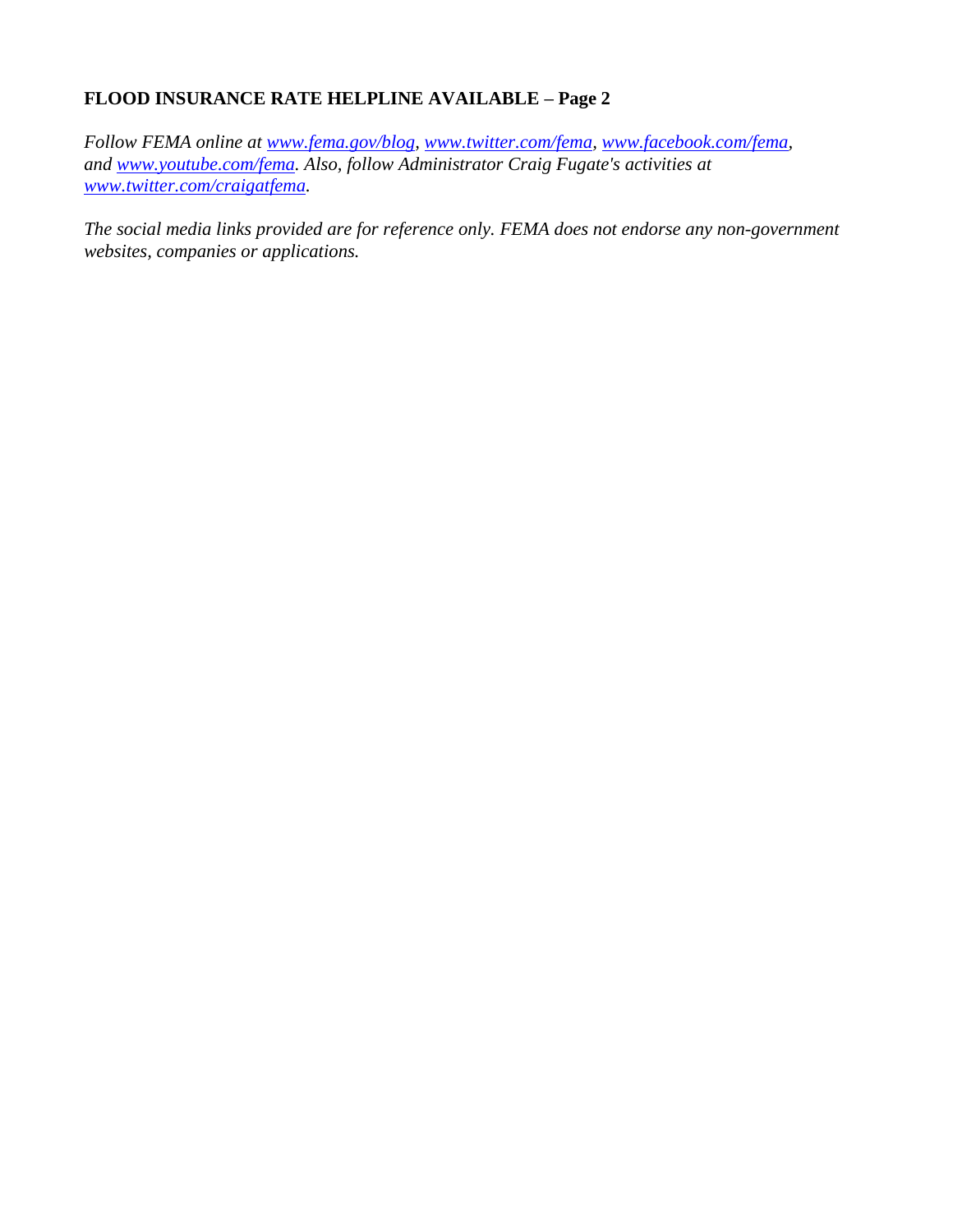**FLOOD INSURANCE RATE HELPLINE AVAILABLE – Page 2**

*Follow FEMA online at www.fema.gov/blog, www.twitter.com/fema, www.facebook.com/fema, and www.youtube.com/fema. Also, follow Administrator Craig Fugate's activities at www.twitter.com/craigatfema.*

*The social media links provided are for reference only. FEMA does not endorse any non-government websites, companies or applications.*